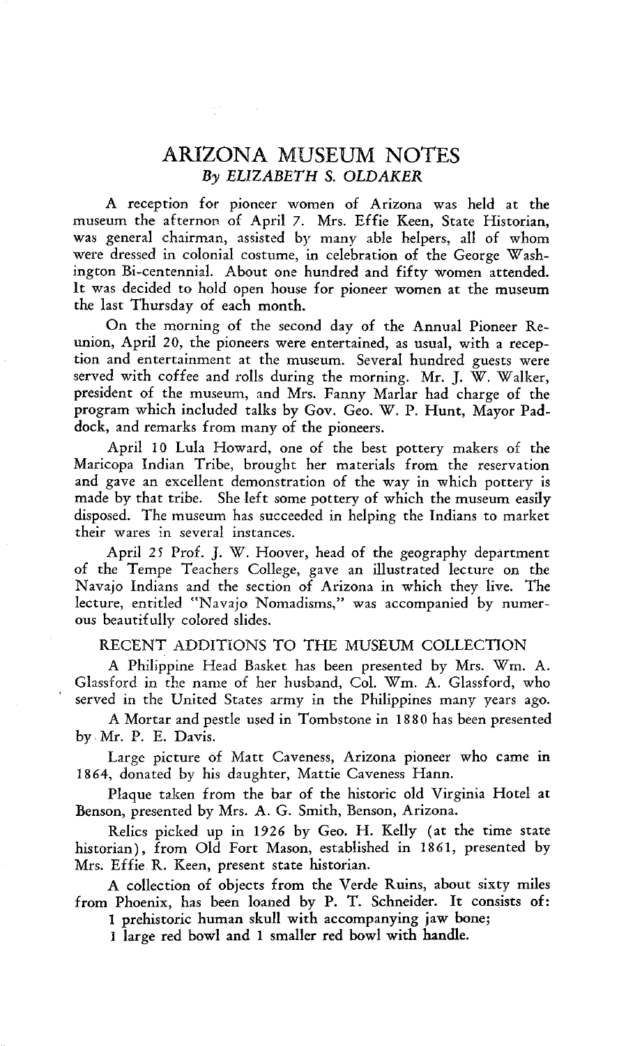# ARIZONA MUSEUM NOTES

*By ELIZABETH S. OLDAKER*

A reception for pioneer women of Arizona was held at the museum the afternoon of April 7. Mrs. Effie Keen, State Historian, was general chairman, assisted by many able helpers, all of whom were dressed in colonial costume, in celebration of the George Washington Bi-centennial. About one hundred and fifty women attended. It was decided to hold open house for pioneer women at the museum the last Thursday of each month.

On the morning of the second day of the Annual Pioneer Reunion, April 20, the pioneers were entertained, as usual, with a reception and entertainment at the museum. Several hundred guests were served with coffee and rolls during the morning. Mr. J. W. Walker, president of the museum, and Mrs. Fanny Marlar had charge of the program which included talks by Gov. Geo. W. P. Hunt, Mayor Paddock, and remarks from many of the pioneers.

April 10 Lula Howard, one of the best pottery makers of the Maricopa Indian Tribe, brought her materials from the reservation and gave an excellent demonstration of the way in which pottery is made by that tribe. She left some pottery of which the museum easily disposed. The museum has succeeded in helping the Indians to market their wares in several instances.

April 25 Prof. J. W. Hoover, head of the geography department of the Tempe Teachers College, gave an illustrated lecture on the Navajo Indians and the section of Arizona in which they live. The lecture, entitled "Navajo Nomadisms," was accompanied by numerous beautifully colored slides.

## RECENT ADDITIONS TO THE MUSEUM COLLECTION

A Philippine Head Basket has been presented by Mrs. Wm. A. Glassford in the name of her husband, Col. Wm. A. Glassford, who served in the United States army in the Philippines many years ago.

A Mortar and pestle used in Tombstone in 1880 has been presented by Mr. P. E. Davis.

Large picture of Matt Caveness, Arizona pioneer who came in 1864, donated by his daughter, Mattie Caveness Hann.

Plaque taken from the bar of the historic old Virginia Hotel at Benson, presented by Mrs. A. G. Smith, Benson, Arizona.

Relics picked up in 1926 by Geo. H. Kelly (at the time state historian), from Old Fort Mason, established in 1861, presented by Mrs. Effie R. Keen, present state historian.

A collection of objects from the Verde Ruins, about sixty miles from Phoenix, has been loaned by P. T. Schneider. It consists of:

1 prehistoric human skull with accompanying jaw bone;

1 large red bowl and 1 smaller red bowl with handle.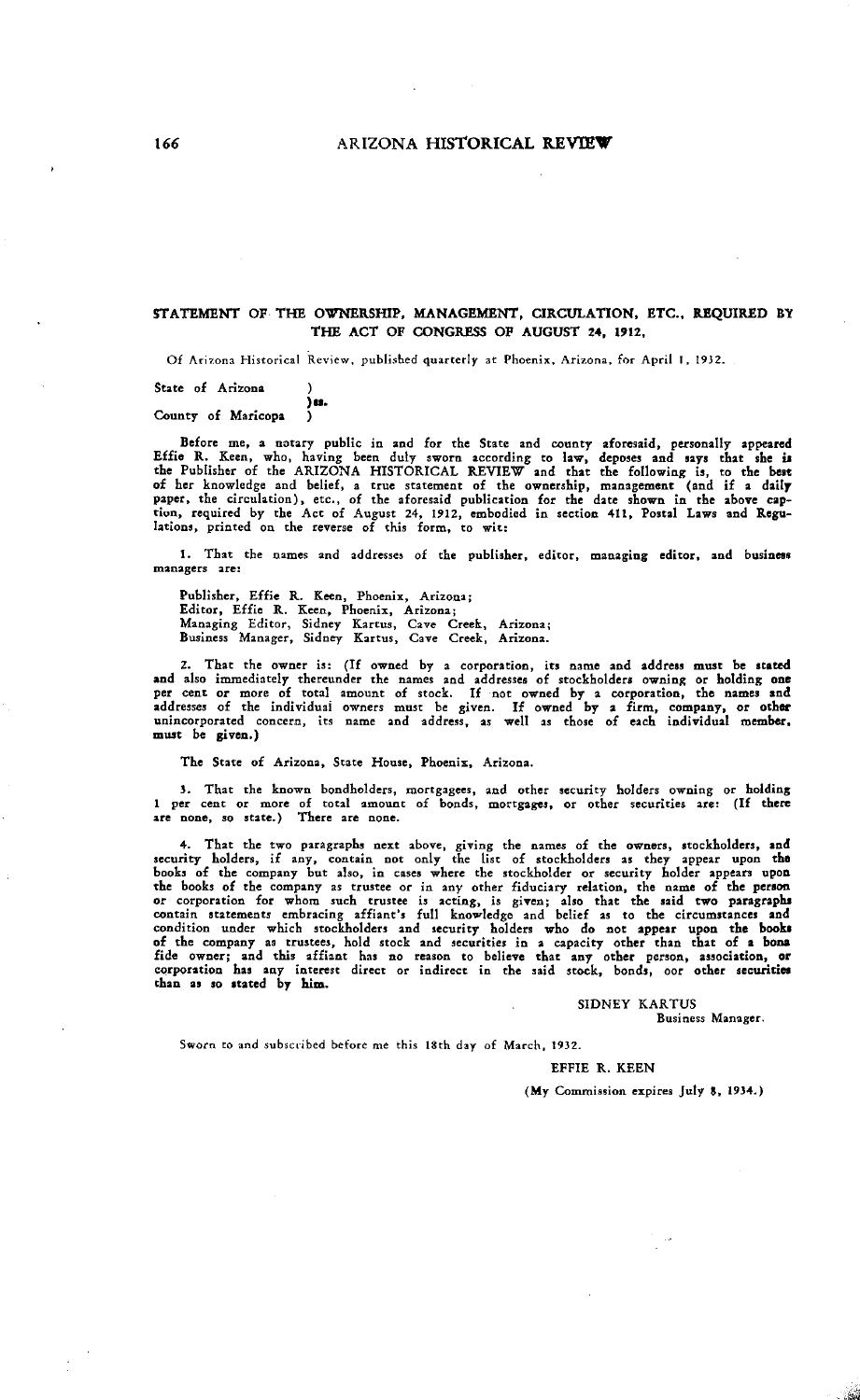## STATEMENT OF THE OWNERSHIP, MANAGEMENT, CIRCULATION, ETC., REQUIRED BY THE ACT OF CONGRESS OF AUGUST 24, 1912,

Of Arizona Historical Review, published quarterly at Phoenix, Arizona, for April 1, 1932.

State of Arizona )
)ss.
County of Maricopa )

Before me, a notary public in and for the State and county aforesaid, personally appeared Effie R. Keen, who, having been duly sworn according to law, deposes and says that she is the Publisher of the ARIZONA HISTORICAL REVIEW and that the following is, to the best of her knowledge and belief, a true statement of the ownership, management (and if a daily paper, the circulation), etc., of the aforesaid publication for the date shown in the above caption, required by the Act of August 24, 1912, embodied in section 411, Postal Laws and Regulations, printed on the reverse of this form, to wit:

1. That the names and addresses of the publisher, editor, managing editor, and business managers are:

Publisher, Effie R. Keen, Phoenix, Arizona;
Editor, Effie R. Keen, Phoenix, Arizona;
Managing Editor, Sidney Kartus, Cave Creek, Arizona;
Business Manager, Sidney Kartus, Cave Creek, Arizona.

2. That the owner is: (If owned by a corporation, its name and address must be stated and also immediately thereunder the names and addresses of stockholders owning or holding one per cent or more of total amount of stock. If not owned by a corporation, the names and addresses of the individual owners must be given. If owned by a firm, company, or other unincorporated concern, its name and address, as well as those of each individual member, must be given.)

The State of Arizona, State House, Phoenix, Arizona.

3. That the known bondholders, mortgagees, and other security holders owning or holding 1 per cent or more of total amount of bonds, mortgages, or other securities are: (If there are none, so state.) There are none.

4. That the two paragraphs next above, giving the names of the owners, stockholders, and security holders, if any, contain not only the list of stockholders as they appear upon the books of the company but also, in cases where the stockholder or security holder appears upon the books of the company as trustee or in any other fiduciary relation, the name of the person or corporation for whom such trustee is acting, is given; also that the said two paragraphs contain statements embracing affiant's full knowledge and belief as to the circumstances and condition under which stockholders and security holders who do not appear upon the books of the company as trustees, hold stock and securities in a capacity other than that of a bona fide owner; and this affiant has no reason to believe that any other person, association, or corporation has any interest direct or indirect in the said stock, bonds, oor other securities than as so stated by him.

SIDNEY KARTUS
Business Manager.

Sworn to and subscribed before me this 18th day of March, 1932.

EFFIE R. KEEN

(My Commission expires July 8, 1934.)